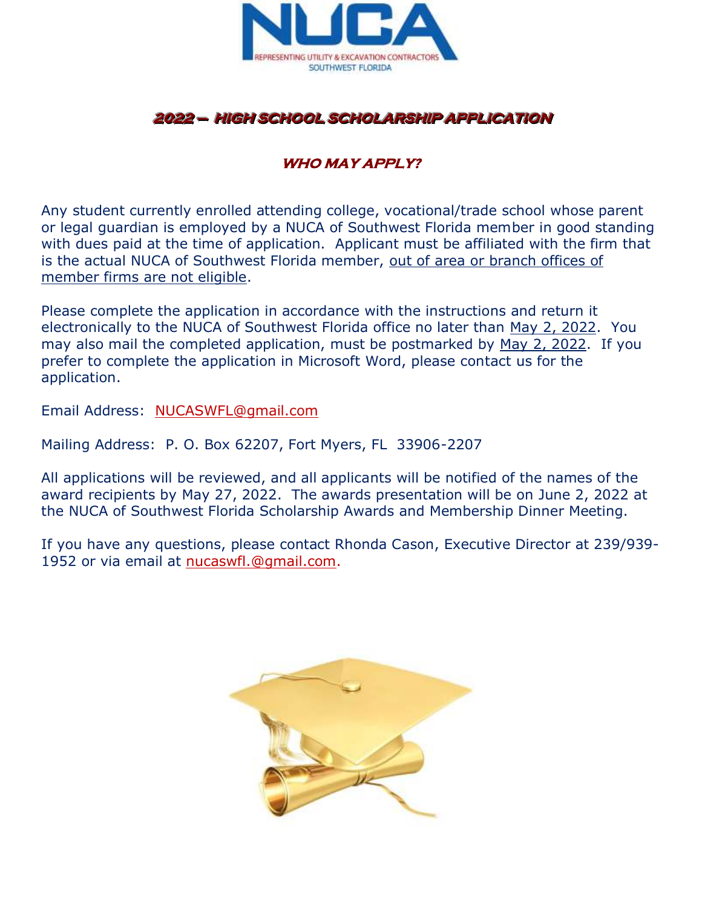NUCA

REPRESENTING UTILITY & EXCAVATION CONTRACTORS
SOUTHWEST FLORIDA

# *2022 – HIGH SCHOOL SCHOLARSHIP APPLICATION*

## *WHO MAY APPLY?*

Any student currently enrolled attending college, vocational/trade school whose parent or legal guardian is employed by a NUCA of Southwest Florida member in good standing with dues paid at the time of application. Applicant must be affiliated with the firm that is the actual NUCA of Southwest Florida member, out of area or branch offices of member firms are not eligible.

Please complete the application in accordance with the instructions and return it electronically to the NUCA of Southwest Florida office no later than May 2, 2022. You may also mail the completed application, must be postmarked by May 2, 2022. If you prefer to complete the application in Microsoft Word, please contact us for the application.

Email Address: NUCASWFL@gmail.com

Mailing Address: P. O. Box 62207, Fort Myers, FL 33906-2207

All applications will be reviewed, and all applicants will be notified of the names of the award recipients by May 27, 2022. The awards presentation will be on June 2, 2022 at the NUCA of Southwest Florida Scholarship Awards and Membership Dinner Meeting.

If you have any questions, please contact Rhonda Cason, Executive Director at 239/939-1952 or via email at nucaswfl.@gmail.com.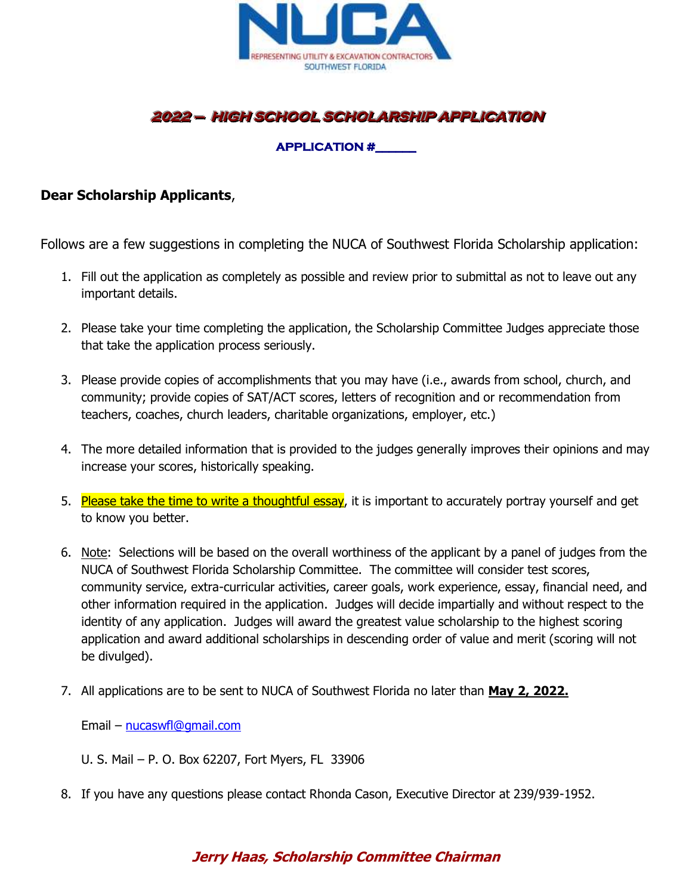NUCA

REPRESENTING UTILITY & EXCAVATION CONTRACTORS
SOUTHWEST FLORIDA

# 2022 – HIGH SCHOOL SCHOLARSHIP APPLICATION

**APPLICATION #\_\_\_\_\_\_**

**Dear Scholarship Applicants**,

Follows are a few suggestions in completing the NUCA of Southwest Florida Scholarship application:

1. Fill out the application as completely as possible and review prior to submittal as not to leave out any important details.

2. Please take your time completing the application, the Scholarship Committee Judges appreciate those that take the application process seriously.

3. Please provide copies of accomplishments that you may have (i.e., awards from school, church, and community; provide copies of SAT/ACT scores, letters of recognition and or recommendation from teachers, coaches, church leaders, charitable organizations, employer, etc.)

4. The more detailed information that is provided to the judges generally improves their opinions and may increase your scores, historically speaking.

5. Please take the time to write a thoughtful essay, it is important to accurately portray yourself and get to know you better.

6. Note: Selections will be based on the overall worthiness of the applicant by a panel of judges from the NUCA of Southwest Florida Scholarship Committee. The committee will consider test scores, community service, extra-curricular activities, career goals, work experience, essay, financial need, and other information required in the application. Judges will decide impartially and without respect to the identity of any application. Judges will award the greatest value scholarship to the highest scoring application and award additional scholarships in descending order of value and merit (scoring will not be divulged).

7. All applications are to be sent to NUCA of Southwest Florida no later than **May 2, 2022.**

   Email – nucaswfl@gmail.com

   U. S. Mail – P. O. Box 62207, Fort Myers, FL 33906

8. If you have any questions please contact Rhonda Cason, Executive Director at 239/939-1952.

***Jerry Haas, Scholarship Committee Chairman***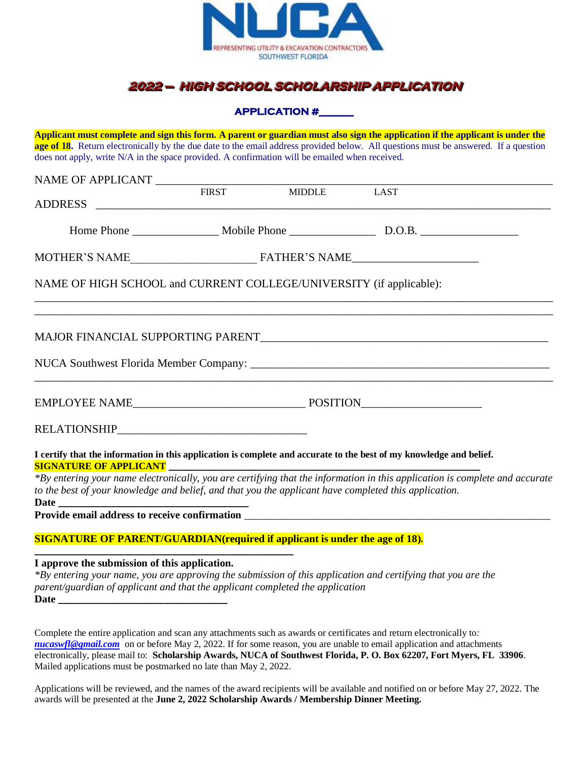NUCA

REPRESENTING UTILITY & EXCAVATION CONTRACTORS
SOUTHWEST FLORIDA

# 2022 – HIGH SCHOOL SCHOLARSHIP APPLICATION

**APPLICATION #\_\_\_\_\_\_**

**Applicant must complete and sign this form. A parent or guardian must also sign the application if the applicant is under the age of 18.** Return electronically by the due date to the email address provided below. All questions must be answered. If a question does not apply, write N/A in the space provided. A confirmation will be emailed when received.

NAME OF APPLICANT \_\_\_\_\_\_\_\_\_\_\_\_\_\_\_\_\_\_\_\_\_\_\_\_\_\_\_\_\_\_\_\_\_\_\_\_\_\_\_\_\_\_\_\_\_\_\_\_\_\_\_\_\_\_\_\_\_\_\_\_\_\_
FIRST MIDDLE LAST

ADDRESS \_\_\_\_\_\_\_\_\_\_\_\_\_\_\_\_\_\_\_\_\_\_\_\_\_\_\_\_\_\_\_\_\_\_\_\_\_\_\_\_\_\_\_\_\_\_\_\_\_\_\_\_\_\_\_\_\_\_\_\_\_\_\_\_\_\_\_\_\_\_

Home Phone \_\_\_\_\_\_\_\_\_\_\_\_\_\_\_ Mobile Phone \_\_\_\_\_\_\_\_\_\_\_\_\_\_\_ D.O.B. \_\_\_\_\_\_\_\_\_\_\_\_\_\_\_\_\_

MOTHER'S NAME\_\_\_\_\_\_\_\_\_\_\_\_\_\_\_\_\_\_\_\_\_\_ FATHER'S NAME\_\_\_\_\_\_\_\_\_\_\_\_\_\_\_\_\_\_\_\_\_\_

NAME OF HIGH SCHOOL and CURRENT COLLEGE/UNIVERSITY (if applicable):

\_\_\_\_\_\_\_\_\_\_\_\_\_\_\_\_\_\_\_\_\_\_\_\_\_\_\_\_\_\_\_\_\_\_\_\_\_\_\_\_\_\_\_\_\_\_\_\_\_\_\_\_\_\_\_\_\_\_\_\_\_\_\_\_\_\_\_\_\_\_\_\_\_\_\_\_\_\_\_\_

\_\_\_\_\_\_\_\_\_\_\_\_\_\_\_\_\_\_\_\_\_\_\_\_\_\_\_\_\_\_\_\_\_\_\_\_\_\_\_\_\_\_\_\_\_\_\_\_\_\_\_\_\_\_\_\_\_\_\_\_\_\_\_\_\_\_\_\_\_\_\_\_\_\_\_\_\_\_\_\_

MAJOR FINANCIAL SUPPORTING PARENT\_\_\_\_\_\_\_\_\_\_\_\_\_\_\_\_\_\_\_\_\_\_\_\_\_\_\_\_\_\_\_\_\_\_\_\_\_\_\_\_\_\_\_\_\_\_\_\_

NUCA Southwest Florida Member Company: \_\_\_\_\_\_\_\_\_\_\_\_\_\_\_\_\_\_\_\_\_\_\_\_\_\_\_\_\_\_\_\_\_\_\_\_\_\_\_\_\_\_\_\_\_

\_\_\_\_\_\_\_\_\_\_\_\_\_\_\_\_\_\_\_\_\_\_\_\_\_\_\_\_\_\_\_\_\_\_\_\_\_\_\_\_\_\_\_\_\_\_\_\_\_\_\_\_\_\_\_\_\_\_\_\_\_\_\_\_\_\_\_\_\_\_\_\_\_\_\_\_\_\_\_\_

EMPLOYEE NAME\_\_\_\_\_\_\_\_\_\_\_\_\_\_\_\_\_\_\_\_\_\_\_\_\_\_\_\_\_\_ POSITION\_\_\_\_\_\_\_\_\_\_\_\_\_\_\_\_\_\_\_\_\_

RELATIONSHIP\_\_\_\_\_\_\_\_\_\_\_\_\_\_\_\_\_\_\_\_\_\_\_\_\_\_\_\_\_\_\_\_\_\_\_

**I certify that the information in this application is complete and accurate to the best of my knowledge and belief.**
**SIGNATURE OF APPLICANT** \_\_\_\_\_\_\_\_\_\_\_\_\_\_\_\_\_\_\_\_\_\_\_\_\_\_\_\_\_\_\_\_\_\_\_\_\_\_\_\_\_\_\_\_\_\_\_\_\_\_\_\_\_\_\_\_
*\*By entering your name electronically, you are certifying that the information in this application is complete and accurate to the best of your knowledge and belief, and that you the applicant have completed this application.*
**Date** \_\_\_\_\_\_\_\_\_\_\_\_\_\_\_\_\_\_\_\_\_\_\_\_\_\_\_\_\_\_\_\_\_\_\_\_
**Provide email address to receive confirmation** \_\_\_\_\_\_\_\_\_\_\_\_\_\_\_\_\_\_\_\_\_\_\_\_\_\_\_\_\_\_\_\_\_\_\_\_\_\_\_\_\_\_\_\_\_\_\_\_\_\_

**SIGNATURE OF PARENT/GUARDIAN(required if applicant is under the age of 18).**

\_\_\_\_\_\_\_\_\_\_\_\_\_\_\_\_\_\_\_\_\_\_\_\_\_\_\_\_\_\_\_\_\_\_\_\_\_\_\_\_\_\_\_\_\_\_\_\_\_

**I approve the submission of this application.**
*\*By entering your name, you are approving the submission of this application and certifying that you are the parent/guardian of applicant and that the applicant completed the application*
**Date** \_\_\_\_\_\_\_\_\_\_\_\_\_\_\_\_\_\_\_\_\_\_\_\_\_\_\_\_\_\_\_\_

Complete the entire application and scan any attachments such as awards or certificates and return electronically to*:* ***nucaswfl@gmail.com*** on or before May 2, 2022. If for some reason, you are unable to email application and attachments electronically, please mail to: **Scholarship Awards, NUCA of Southwest Florida, P. O. Box 62207, Fort Myers, FL 33906**. Mailed applications must be postmarked no late than May 2, 2022.

Applications will be reviewed, and the names of the award recipients will be available and notified on or before May 27, 2022. The awards will be presented at the **June 2, 2022 Scholarship Awards / Membership Dinner Meeting.**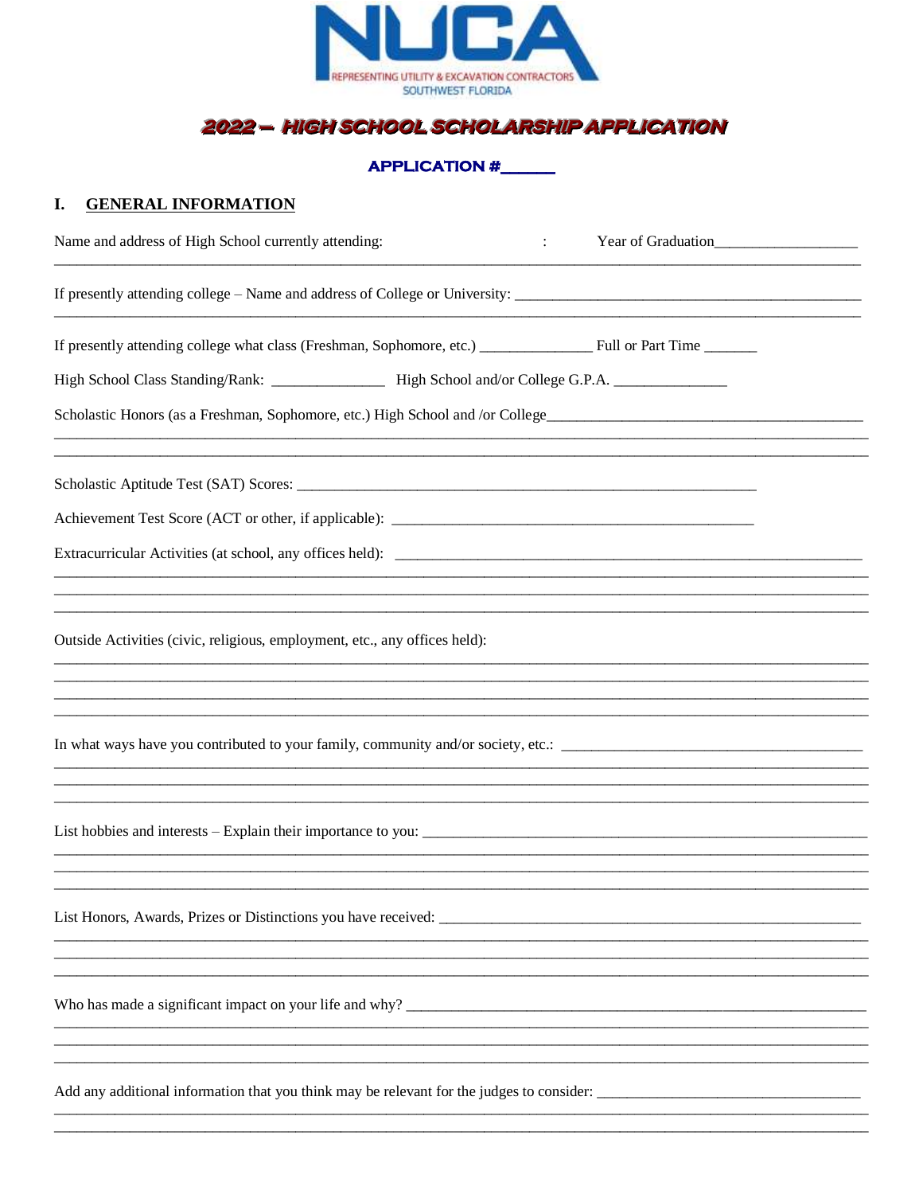NUCA

REPRESENTING UTILITY & EXCAVATION CONTRACTORS
SOUTHWEST FLORIDA

# 2022 – HIGH SCHOOL SCHOLARSHIP APPLICATION

**APPLICATION #\_\_\_\_\_\_**

## I. GENERAL INFORMATION

Name and address of High School currently attending: : Year of Graduation\_\_\_\_\_\_\_\_\_\_\_\_\_\_\_\_\_\_

\_\_\_\_\_\_\_\_\_\_\_\_\_\_\_\_\_\_\_\_\_\_\_\_\_\_\_\_\_\_\_\_\_\_\_\_\_\_\_\_\_\_\_\_\_\_\_\_\_\_\_\_\_\_\_\_\_\_\_\_\_\_\_\_\_\_\_\_\_\_\_\_\_\_\_\_\_\_\_\_\_\_\_\_\_\_\_\_\_\_\_\_\_\_

If presently attending college – Name and address of College or University: \_\_\_\_\_\_\_\_\_\_\_\_\_\_\_\_\_\_\_\_\_\_\_\_\_\_\_\_\_\_\_\_\_\_\_\_\_\_\_\_\_\_\_\_\_\_

\_\_\_\_\_\_\_\_\_\_\_\_\_\_\_\_\_\_\_\_\_\_\_\_\_\_\_\_\_\_\_\_\_\_\_\_\_\_\_\_\_\_\_\_\_\_\_\_\_\_\_\_\_\_\_\_\_\_\_\_\_\_\_\_\_\_\_\_\_\_\_\_\_\_\_\_\_\_\_\_\_\_\_\_\_\_\_\_\_\_\_\_\_\_

If presently attending college what class (Freshman, Sophomore, etc.) \_\_\_\_\_\_\_\_\_\_\_\_\_\_\_ Full or Part Time \_\_\_\_\_\_\_

High School Class Standing/Rank: \_\_\_\_\_\_\_\_\_\_\_\_\_\_\_ High School and/or College G.P.A. \_\_\_\_\_\_\_\_\_\_\_\_\_\_\_

Scholastic Honors (as a Freshman, Sophomore, etc.) High School and /or College\_\_\_\_\_\_\_\_\_\_\_\_\_\_\_\_\_\_\_\_\_\_\_\_\_\_\_\_\_\_\_\_\_\_\_\_\_\_\_\_\_\_

\_\_\_\_\_\_\_\_\_\_\_\_\_\_\_\_\_\_\_\_\_\_\_\_\_\_\_\_\_\_\_\_\_\_\_\_\_\_\_\_\_\_\_\_\_\_\_\_\_\_\_\_\_\_\_\_\_\_\_\_\_\_\_\_\_\_\_\_\_\_\_\_\_\_\_\_\_\_\_\_\_\_\_\_\_\_\_\_\_\_\_\_\_\_

\_\_\_\_\_\_\_\_\_\_\_\_\_\_\_\_\_\_\_\_\_\_\_\_\_\_\_\_\_\_\_\_\_\_\_\_\_\_\_\_\_\_\_\_\_\_\_\_\_\_\_\_\_\_\_\_\_\_\_\_\_\_\_\_\_\_\_\_\_\_\_\_\_\_\_\_\_\_\_\_\_\_\_\_\_\_\_\_\_\_\_\_\_\_

Scholastic Aptitude Test (SAT) Scores: \_\_\_\_\_\_\_\_\_\_\_\_\_\_\_\_\_\_\_\_\_\_\_\_\_\_\_\_\_\_\_\_\_\_\_\_\_\_\_\_\_\_\_\_\_\_\_\_\_\_\_\_\_\_\_\_\_\_\_\_

Achievement Test Score (ACT or other, if applicable): \_\_\_\_\_\_\_\_\_\_\_\_\_\_\_\_\_\_\_\_\_\_\_\_\_\_\_\_\_\_\_\_\_\_\_\_\_\_\_\_\_\_\_\_\_\_\_\_

Extracurricular Activities (at school, any offices held): \_\_\_\_\_\_\_\_\_\_\_\_\_\_\_\_\_\_\_\_\_\_\_\_\_\_\_\_\_\_\_\_\_\_\_\_\_\_\_\_\_\_\_\_\_\_\_\_\_\_\_\_\_\_\_\_\_\_\_\_\_\_

\_\_\_\_\_\_\_\_\_\_\_\_\_\_\_\_\_\_\_\_\_\_\_\_\_\_\_\_\_\_\_\_\_\_\_\_\_\_\_\_\_\_\_\_\_\_\_\_\_\_\_\_\_\_\_\_\_\_\_\_\_\_\_\_\_\_\_\_\_\_\_\_\_\_\_\_\_\_\_\_\_\_\_\_\_\_\_\_\_\_\_\_\_\_

\_\_\_\_\_\_\_\_\_\_\_\_\_\_\_\_\_\_\_\_\_\_\_\_\_\_\_\_\_\_\_\_\_\_\_\_\_\_\_\_\_\_\_\_\_\_\_\_\_\_\_\_\_\_\_\_\_\_\_\_\_\_\_\_\_\_\_\_\_\_\_\_\_\_\_\_\_\_\_\_\_\_\_\_\_\_\_\_\_\_\_\_\_\_

\_\_\_\_\_\_\_\_\_\_\_\_\_\_\_\_\_\_\_\_\_\_\_\_\_\_\_\_\_\_\_\_\_\_\_\_\_\_\_\_\_\_\_\_\_\_\_\_\_\_\_\_\_\_\_\_\_\_\_\_\_\_\_\_\_\_\_\_\_\_\_\_\_\_\_\_\_\_\_\_\_\_\_\_\_\_\_\_\_\_\_\_\_\_

Outside Activities (civic, religious, employment, etc., any offices held):

\_\_\_\_\_\_\_\_\_\_\_\_\_\_\_\_\_\_\_\_\_\_\_\_\_\_\_\_\_\_\_\_\_\_\_\_\_\_\_\_\_\_\_\_\_\_\_\_\_\_\_\_\_\_\_\_\_\_\_\_\_\_\_\_\_\_\_\_\_\_\_\_\_\_\_\_\_\_\_\_\_\_\_\_\_\_\_\_\_\_\_\_\_\_

\_\_\_\_\_\_\_\_\_\_\_\_\_\_\_\_\_\_\_\_\_\_\_\_\_\_\_\_\_\_\_\_\_\_\_\_\_\_\_\_\_\_\_\_\_\_\_\_\_\_\_\_\_\_\_\_\_\_\_\_\_\_\_\_\_\_\_\_\_\_\_\_\_\_\_\_\_\_\_\_\_\_\_\_\_\_\_\_\_\_\_\_\_\_

\_\_\_\_\_\_\_\_\_\_\_\_\_\_\_\_\_\_\_\_\_\_\_\_\_\_\_\_\_\_\_\_\_\_\_\_\_\_\_\_\_\_\_\_\_\_\_\_\_\_\_\_\_\_\_\_\_\_\_\_\_\_\_\_\_\_\_\_\_\_\_\_\_\_\_\_\_\_\_\_\_\_\_\_\_\_\_\_\_\_\_\_\_\_

\_\_\_\_\_\_\_\_\_\_\_\_\_\_\_\_\_\_\_\_\_\_\_\_\_\_\_\_\_\_\_\_\_\_\_\_\_\_\_\_\_\_\_\_\_\_\_\_\_\_\_\_\_\_\_\_\_\_\_\_\_\_\_\_\_\_\_\_\_\_\_\_\_\_\_\_\_\_\_\_\_\_\_\_\_\_\_\_\_\_\_\_\_\_

In what ways have you contributed to your family, community and/or society, etc.: \_\_\_\_\_\_\_\_\_\_\_\_\_\_\_\_\_\_\_\_\_\_\_\_\_\_\_\_\_\_\_\_\_\_\_\_\_\_\_\_\_

\_\_\_\_\_\_\_\_\_\_\_\_\_\_\_\_\_\_\_\_\_\_\_\_\_\_\_\_\_\_\_\_\_\_\_\_\_\_\_\_\_\_\_\_\_\_\_\_\_\_\_\_\_\_\_\_\_\_\_\_\_\_\_\_\_\_\_\_\_\_\_\_\_\_\_\_\_\_\_\_\_\_\_\_\_\_\_\_\_\_\_\_\_\_

\_\_\_\_\_\_\_\_\_\_\_\_\_\_\_\_\_\_\_\_\_\_\_\_\_\_\_\_\_\_\_\_\_\_\_\_\_\_\_\_\_\_\_\_\_\_\_\_\_\_\_\_\_\_\_\_\_\_\_\_\_\_\_\_\_\_\_\_\_\_\_\_\_\_\_\_\_\_\_\_\_\_\_\_\_\_\_\_\_\_\_\_\_\_

\_\_\_\_\_\_\_\_\_\_\_\_\_\_\_\_\_\_\_\_\_\_\_\_\_\_\_\_\_\_\_\_\_\_\_\_\_\_\_\_\_\_\_\_\_\_\_\_\_\_\_\_\_\_\_\_\_\_\_\_\_\_\_\_\_\_\_\_\_\_\_\_\_\_\_\_\_\_\_\_\_\_\_\_\_\_\_\_\_\_\_\_\_\_

List hobbies and interests – Explain their importance to you: \_\_\_\_\_\_\_\_\_\_\_\_\_\_\_\_\_\_\_\_\_\_\_\_\_\_\_\_\_\_\_\_\_\_\_\_\_\_\_\_\_\_\_\_\_\_\_\_\_\_\_\_\_\_\_\_\_\_\_\_\_

\_\_\_\_\_\_\_\_\_\_\_\_\_\_\_\_\_\_\_\_\_\_\_\_\_\_\_\_\_\_\_\_\_\_\_\_\_\_\_\_\_\_\_\_\_\_\_\_\_\_\_\_\_\_\_\_\_\_\_\_\_\_\_\_\_\_\_\_\_\_\_\_\_\_\_\_\_\_\_\_\_\_\_\_\_\_\_\_\_\_\_\_\_\_

\_\_\_\_\_\_\_\_\_\_\_\_\_\_\_\_\_\_\_\_\_\_\_\_\_\_\_\_\_\_\_\_\_\_\_\_\_\_\_\_\_\_\_\_\_\_\_\_\_\_\_\_\_\_\_\_\_\_\_\_\_\_\_\_\_\_\_\_\_\_\_\_\_\_\_\_\_\_\_\_\_\_\_\_\_\_\_\_\_\_\_\_\_\_

\_\_\_\_\_\_\_\_\_\_\_\_\_\_\_\_\_\_\_\_\_\_\_\_\_\_\_\_\_\_\_\_\_\_\_\_\_\_\_\_\_\_\_\_\_\_\_\_\_\_\_\_\_\_\_\_\_\_\_\_\_\_\_\_\_\_\_\_\_\_\_\_\_\_\_\_\_\_\_\_\_\_\_\_\_\_\_\_\_\_\_\_\_\_

List Honors, Awards, Prizes or Distinctions you have received: \_\_\_\_\_\_\_\_\_\_\_\_\_\_\_\_\_\_\_\_\_\_\_\_\_\_\_\_\_\_\_\_\_\_\_\_\_\_\_\_\_\_\_\_\_\_\_\_\_\_\_\_\_\_\_\_\_\_

\_\_\_\_\_\_\_\_\_\_\_\_\_\_\_\_\_\_\_\_\_\_\_\_\_\_\_\_\_\_\_\_\_\_\_\_\_\_\_\_\_\_\_\_\_\_\_\_\_\_\_\_\_\_\_\_\_\_\_\_\_\_\_\_\_\_\_\_\_\_\_\_\_\_\_\_\_\_\_\_\_\_\_\_\_\_\_\_\_\_\_\_\_\_

\_\_\_\_\_\_\_\_\_\_\_\_\_\_\_\_\_\_\_\_\_\_\_\_\_\_\_\_\_\_\_\_\_\_\_\_\_\_\_\_\_\_\_\_\_\_\_\_\_\_\_\_\_\_\_\_\_\_\_\_\_\_\_\_\_\_\_\_\_\_\_\_\_\_\_\_\_\_\_\_\_\_\_\_\_\_\_\_\_\_\_\_\_\_

\_\_\_\_\_\_\_\_\_\_\_\_\_\_\_\_\_\_\_\_\_\_\_\_\_\_\_\_\_\_\_\_\_\_\_\_\_\_\_\_\_\_\_\_\_\_\_\_\_\_\_\_\_\_\_\_\_\_\_\_\_\_\_\_\_\_\_\_\_\_\_\_\_\_\_\_\_\_\_\_\_\_\_\_\_\_\_\_\_\_\_\_\_\_

Who has made a significant impact on your life and why? \_\_\_\_\_\_\_\_\_\_\_\_\_\_\_\_\_\_\_\_\_\_\_\_\_\_\_\_\_\_\_\_\_\_\_\_\_\_\_\_\_\_\_\_\_\_\_\_\_\_\_\_\_\_\_\_\_\_\_\_\_\_

\_\_\_\_\_\_\_\_\_\_\_\_\_\_\_\_\_\_\_\_\_\_\_\_\_\_\_\_\_\_\_\_\_\_\_\_\_\_\_\_\_\_\_\_\_\_\_\_\_\_\_\_\_\_\_\_\_\_\_\_\_\_\_\_\_\_\_\_\_\_\_\_\_\_\_\_\_\_\_\_\_\_\_\_\_\_\_\_\_\_\_\_\_\_

\_\_\_\_\_\_\_\_\_\_\_\_\_\_\_\_\_\_\_\_\_\_\_\_\_\_\_\_\_\_\_\_\_\_\_\_\_\_\_\_\_\_\_\_\_\_\_\_\_\_\_\_\_\_\_\_\_\_\_\_\_\_\_\_\_\_\_\_\_\_\_\_\_\_\_\_\_\_\_\_\_\_\_\_\_\_\_\_\_\_\_\_\_\_

\_\_\_\_\_\_\_\_\_\_\_\_\_\_\_\_\_\_\_\_\_\_\_\_\_\_\_\_\_\_\_\_\_\_\_\_\_\_\_\_\_\_\_\_\_\_\_\_\_\_\_\_\_\_\_\_\_\_\_\_\_\_\_\_\_\_\_\_\_\_\_\_\_\_\_\_\_\_\_\_\_\_\_\_\_\_\_\_\_\_\_\_\_\_

Add any additional information that you think may be relevant for the judges to consider: \_\_\_\_\_\_\_\_\_\_\_\_\_\_\_\_\_\_\_\_\_\_\_\_\_\_\_\_\_\_\_\_\_\_\_

\_\_\_\_\_\_\_\_\_\_\_\_\_\_\_\_\_\_\_\_\_\_\_\_\_\_\_\_\_\_\_\_\_\_\_\_\_\_\_\_\_\_\_\_\_\_\_\_\_\_\_\_\_\_\_\_\_\_\_\_\_\_\_\_\_\_\_\_\_\_\_\_\_\_\_\_\_\_\_\_\_\_\_\_\_\_\_\_\_\_\_\_\_\_

\_\_\_\_\_\_\_\_\_\_\_\_\_\_\_\_\_\_\_\_\_\_\_\_\_\_\_\_\_\_\_\_\_\_\_\_\_\_\_\_\_\_\_\_\_\_\_\_\_\_\_\_\_\_\_\_\_\_\_\_\_\_\_\_\_\_\_\_\_\_\_\_\_\_\_\_\_\_\_\_\_\_\_\_\_\_\_\_\_\_\_\_\_\_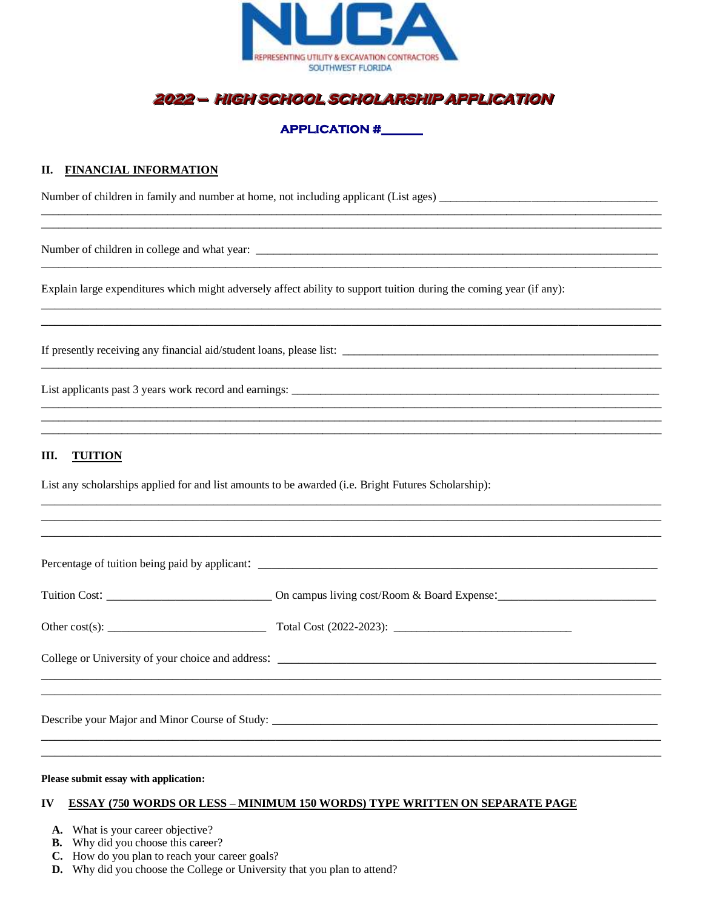NUCA

REPRESENTING UTILITY & EXCAVATION CONTRACTORS
SOUTHWEST FLORIDA

# 2022 – HIGH SCHOOL SCHOLARSHIP APPLICATION

**APPLICATION #______**

## II. FINANCIAL INFORMATION

Number of children in family and number at home, not including applicant (List ages) ______________________________________
_________________________________________________________________________________________________
_________________________________________________________________________________________________

Number of children in college and what year: ___________________________________________________________
_________________________________________________________________________________________________

Explain large expenditures which might adversely affect ability to support tuition during the coming year (if any):
_________________________________________________________________________________________________
_________________________________________________________________________________________________

If presently receiving any financial aid/student loans, please list: _______________________________________________
_________________________________________________________________________________________________

List applicants past 3 years work record and earnings: _____________________________________________________
_________________________________________________________________________________________________
_________________________________________________________________________________________________
_________________________________________________________________________________________________

## III. TUITION

List any scholarships applied for and list amounts to be awarded (i.e. Bright Futures Scholarship):
_________________________________________________________________________________________________
_________________________________________________________________________________________________
_________________________________________________________________________________________________

Percentage of tuition being paid by applicant: ____________________________________________________________

Tuition Cost: ___________________________ On campus living cost/Room & Board Expense:__________________________

Other cost(s): ___________________________ Total Cost (2022-2023): ______________________________

College or University of your choice and address: _________________________________________________________
_________________________________________________________________________________________________
_________________________________________________________________________________________________

Describe your Major and Minor Course of Study: ___________________________________________________________
_________________________________________________________________________________________________
_________________________________________________________________________________________________

**Please submit essay with application:**

## IV ESSAY (750 WORDS OR LESS – MINIMUM 150 WORDS) TYPE WRITTEN ON SEPARATE PAGE

**A.** What is your career objective?
**B.** Why did you choose this career?
**C.** How do you plan to reach your career goals?
**D.** Why did you choose the College or University that you plan to attend?